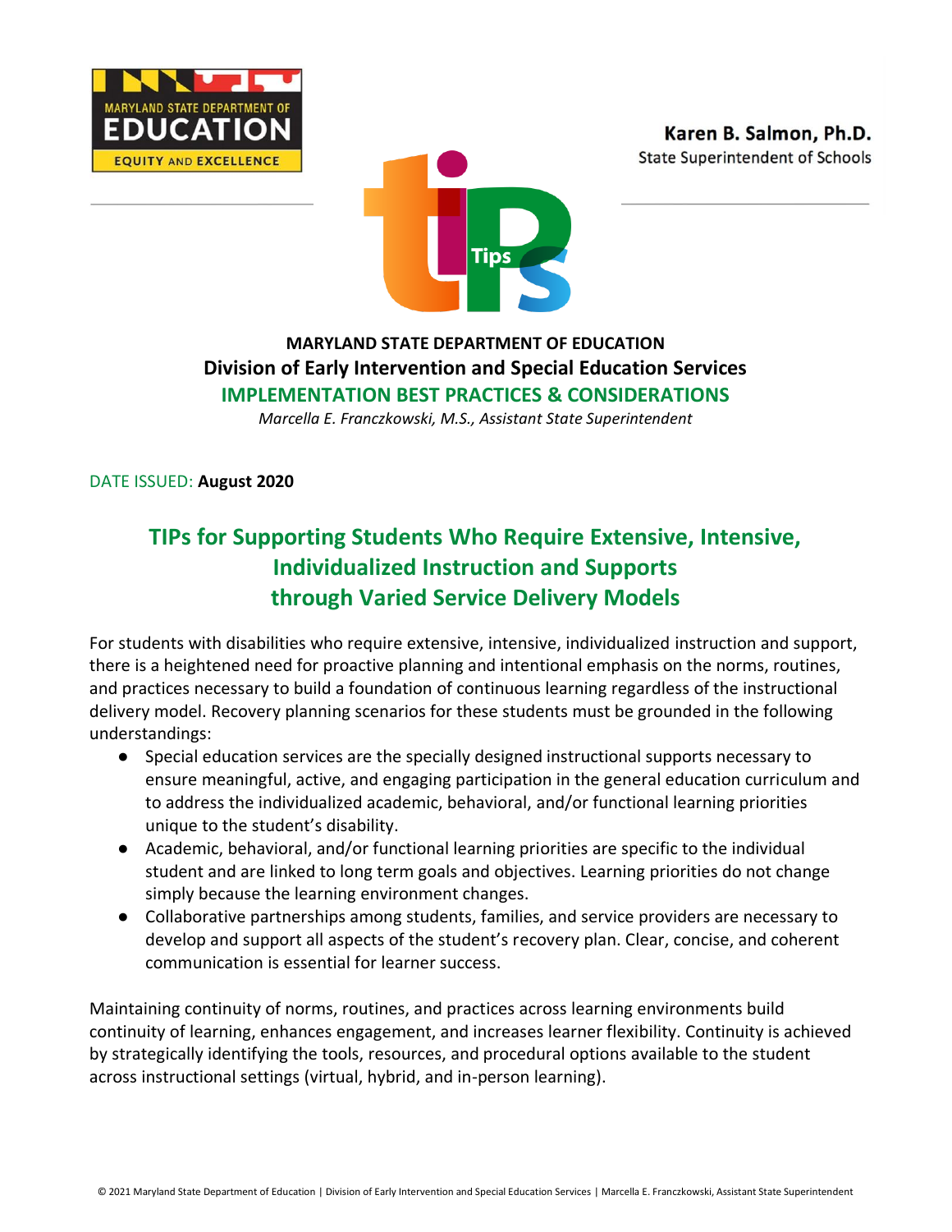Karen B. Salmon, Ph.D.
State Superintendent of Schools

**MARYLAND STATE DEPARTMENT OF EDUCATION**
**Division of Early Intervention and Special Education Services**
**IMPLEMENTATION BEST PRACTICES & CONSIDERATIONS**
*Marcella E. Franczkowski, M.S., Assistant State Superintendent*

DATE ISSUED: **August 2020**

# TIPs for Supporting Students Who Require Extensive, Intensive, Individualized Instruction and Supports through Varied Service Delivery Models

For students with disabilities who require extensive, intensive, individualized instruction and support, there is a heightened need for proactive planning and intentional emphasis on the norms, routines, and practices necessary to build a foundation of continuous learning regardless of the instructional delivery model. Recovery planning scenarios for these students must be grounded in the following understandings:

- Special education services are the specially designed instructional supports necessary to ensure meaningful, active, and engaging participation in the general education curriculum and to address the individualized academic, behavioral, and/or functional learning priorities unique to the student's disability.
- Academic, behavioral, and/or functional learning priorities are specific to the individual student and are linked to long term goals and objectives. Learning priorities do not change simply because the learning environment changes.
- Collaborative partnerships among students, families, and service providers are necessary to develop and support all aspects of the student's recovery plan. Clear, concise, and coherent communication is essential for learner success.

Maintaining continuity of norms, routines, and practices across learning environments build continuity of learning, enhances engagement, and increases learner flexibility. Continuity is achieved by strategically identifying the tools, resources, and procedural options available to the student across instructional settings (virtual, hybrid, and in-person learning).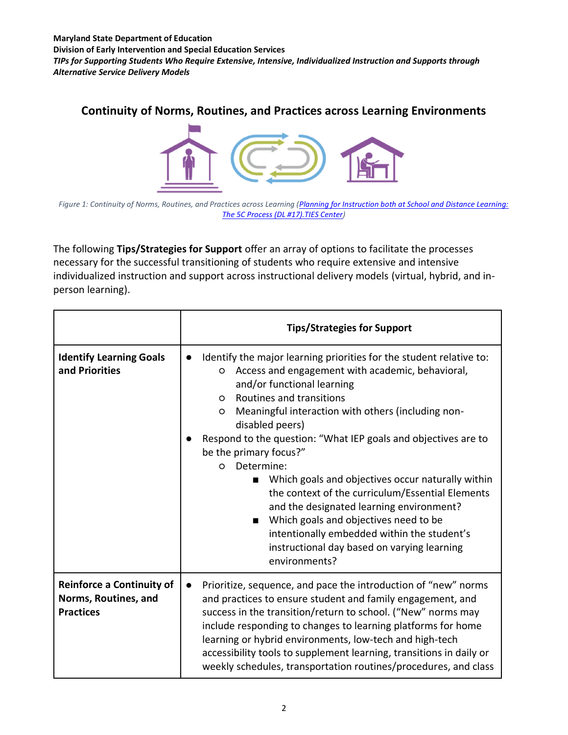## Continuity of Norms, Routines, and Practices across Learning Environments

*Figure 1: Continuity of Norms, Routines, and Practices across Learning ([Planning for Instruction both at School and Distance Learning: The 5C Process (DL #17).TIES Center](#))*

The following **Tips/Strategies for Support** offer an array of options to facilitate the processes necessary for the successful transitioning of students who require extensive and intensive individualized instruction and support across instructional delivery models (virtual, hybrid, and in-person learning).

| | Tips/Strategies for Support |
|---|---|
| **Identify Learning Goals and Priorities** | • Identify the major learning priorities for the student relative to:<br>  ○ Access and engagement with academic, behavioral, and/or functional learning<br>  ○ Routines and transitions<br>  ○ Meaningful interaction with others (including non-disabled peers)<br>• Respond to the question: "What IEP goals and objectives are to be the primary focus?"<br>  ○ Determine:<br>    ■ Which goals and objectives occur naturally within the context of the curriculum/Essential Elements and the designated learning environment?<br>    ■ Which goals and objectives need to be intentionally embedded within the student's instructional day based on varying learning environments? |
| **Reinforce a Continuity of Norms, Routines, and Practices** | • Prioritize, sequence, and pace the introduction of "new" norms and practices to ensure student and family engagement, and success in the transition/return to school. ("New" norms may include responding to changes to learning platforms for home learning or hybrid environments, low-tech and high-tech accessibility tools to supplement learning, transitions in daily or weekly schedules, transportation routines/procedures, and class |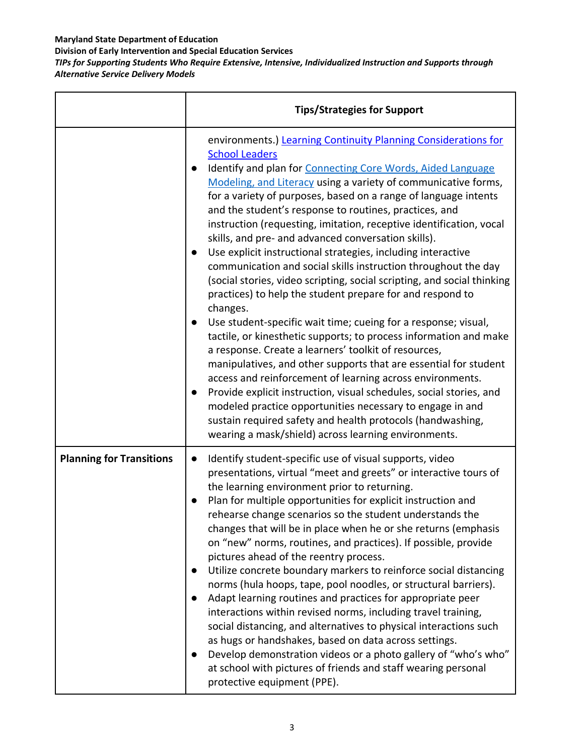| | Tips/Strategies for Support |
|---|---|
| | environments.) Learning Continuity Planning Considerations for School Leaders<br>● Identify and plan for Connecting Core Words, Aided Language Modeling, and Literacy using a variety of communicative forms, for a variety of purposes, based on a range of language intents and the student's response to routines, practices, and instruction (requesting, imitation, receptive identification, vocal skills, and pre- and advanced conversation skills).<br>● Use explicit instructional strategies, including interactive communication and social skills instruction throughout the day (social stories, video scripting, social scripting, and social thinking practices) to help the student prepare for and respond to changes.<br>● Use student-specific wait time; cueing for a response; visual, tactile, or kinesthetic supports; to process information and make a response. Create a learners' toolkit of resources, manipulatives, and other supports that are essential for student access and reinforcement of learning across environments.<br>● Provide explicit instruction, visual schedules, social stories, and modeled practice opportunities necessary to engage in and sustain required safety and health protocols (handwashing, wearing a mask/shield) across learning environments. |
| **Planning for Transitions** | ● Identify student-specific use of visual supports, video presentations, virtual "meet and greets" or interactive tours of the learning environment prior to returning.<br>● Plan for multiple opportunities for explicit instruction and rehearse change scenarios so the student understands the changes that will be in place when he or she returns (emphasis on "new" norms, routines, and practices). If possible, provide pictures ahead of the reentry process.<br>● Utilize concrete boundary markers to reinforce social distancing norms (hula hoops, tape, pool noodles, or structural barriers).<br>● Adapt learning routines and practices for appropriate peer interactions within revised norms, including travel training, social distancing, and alternatives to physical interactions such as hugs or handshakes, based on data across settings.<br>● Develop demonstration videos or a photo gallery of "who's who" at school with pictures of friends and staff wearing personal protective equipment (PPE). |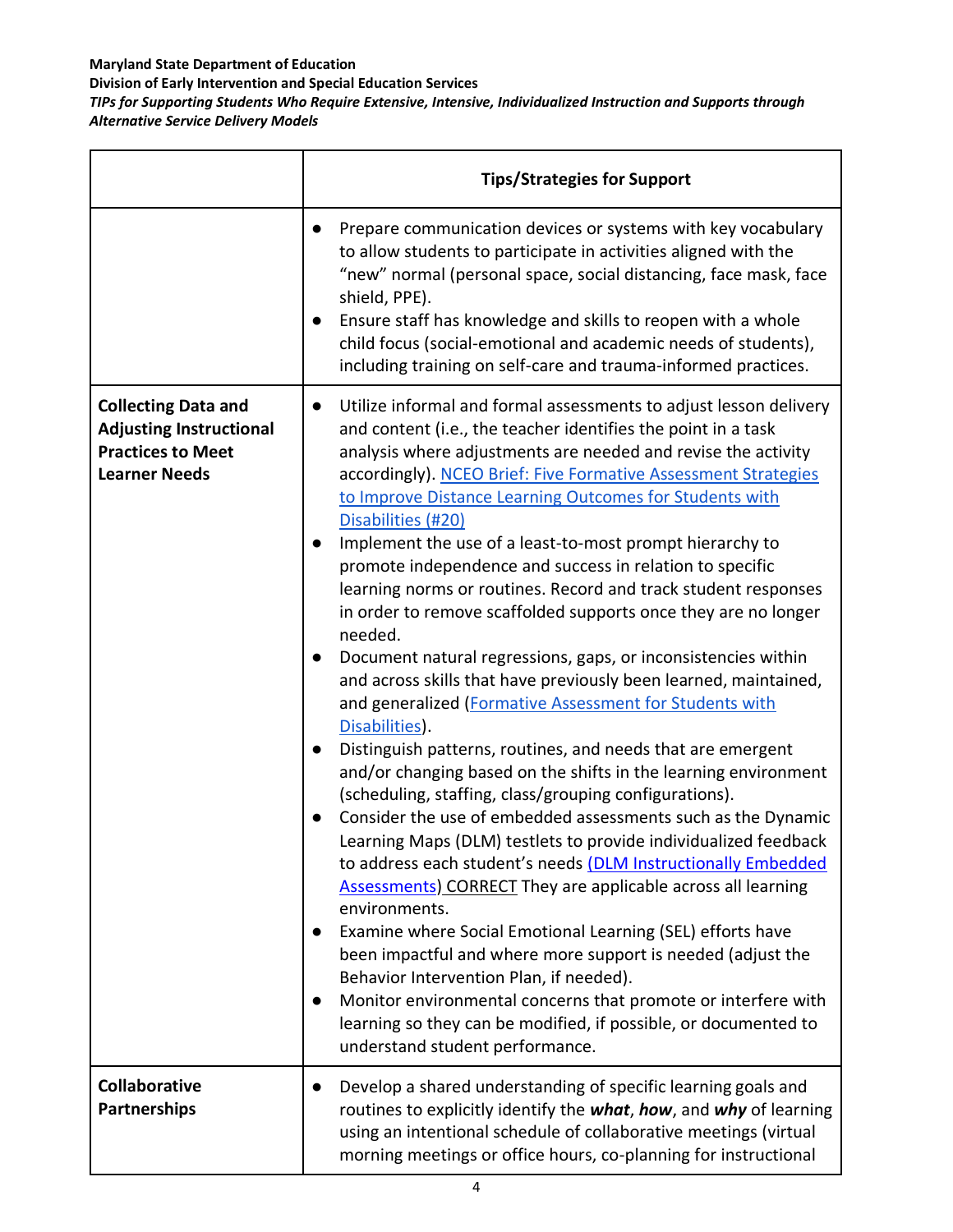| | Tips/Strategies for Support |
|---|---|
| | ● Prepare communication devices or systems with key vocabulary to allow students to participate in activities aligned with the "new" normal (personal space, social distancing, face mask, face shield, PPE).<br>● Ensure staff has knowledge and skills to reopen with a whole child focus (social-emotional and academic needs of students), including training on self-care and trauma-informed practices. |
| **Collecting Data and Adjusting Instructional Practices to Meet Learner Needs** | ● Utilize informal and formal assessments to adjust lesson delivery and content (i.e., the teacher identifies the point in a task analysis where adjustments are needed and revise the activity accordingly). NCEO Brief: Five Formative Assessment Strategies to Improve Distance Learning Outcomes for Students with Disabilities (#20)<br>● Implement the use of a least-to-most prompt hierarchy to promote independence and success in relation to specific learning norms or routines. Record and track student responses in order to remove scaffolded supports once they are no longer needed.<br>● Document natural regressions, gaps, or inconsistencies within and across skills that have previously been learned, maintained, and generalized (Formative Assessment for Students with Disabilities).<br>● Distinguish patterns, routines, and needs that are emergent and/or changing based on the shifts in the learning environment (scheduling, staffing, class/grouping configurations).<br>● Consider the use of embedded assessments such as the Dynamic Learning Maps (DLM) testlets to provide individualized feedback to address each student's needs (DLM Instructionally Embedded Assessments) CORRECT They are applicable across all learning environments.<br>● Examine where Social Emotional Learning (SEL) efforts have been impactful and where more support is needed (adjust the Behavior Intervention Plan, if needed).<br>● Monitor environmental concerns that promote or interfere with learning so they can be modified, if possible, or documented to understand student performance. |
| **Collaborative Partnerships** | ● Develop a shared understanding of specific learning goals and routines to explicitly identify the ***what***, ***how***, and ***why*** of learning using an intentional schedule of collaborative meetings (virtual morning meetings or office hours, co-planning for instructional |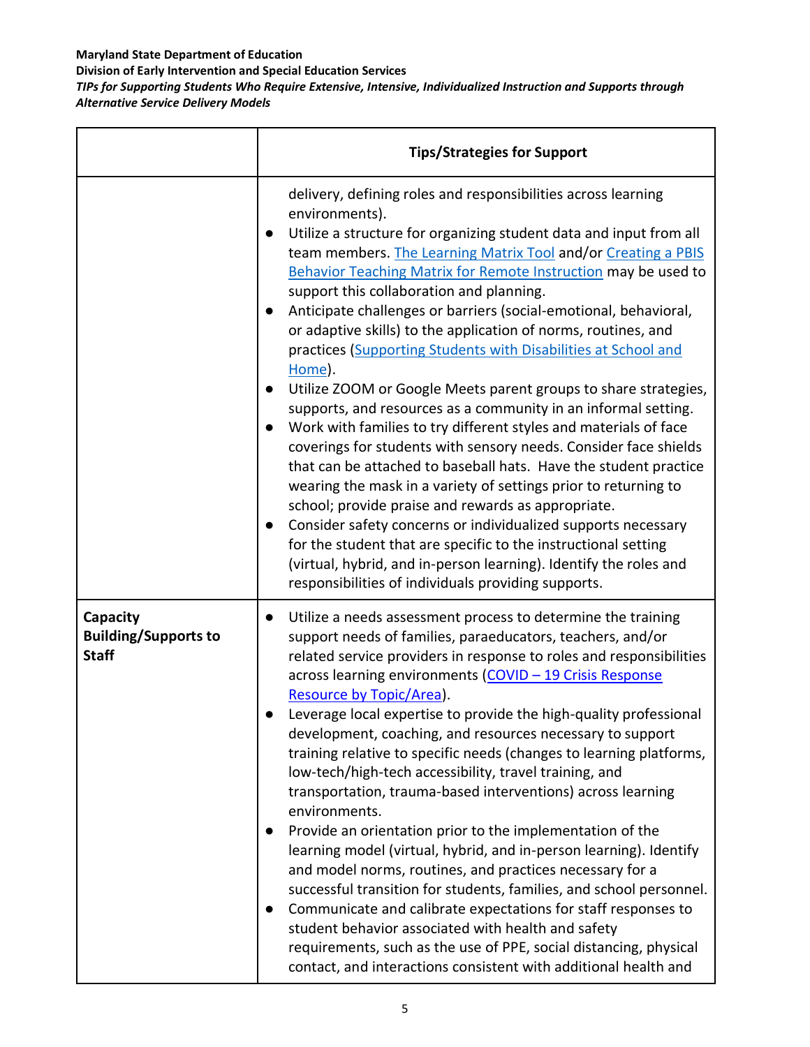| | Tips/Strategies for Support |
|---|---|
| | delivery, defining roles and responsibilities across learning environments).<br>● Utilize a structure for organizing student data and input from all team members. The Learning Matrix Tool and/or Creating a PBIS Behavior Teaching Matrix for Remote Instruction may be used to support this collaboration and planning.<br>● Anticipate challenges or barriers (social-emotional, behavioral, or adaptive skills) to the application of norms, routines, and practices (Supporting Students with Disabilities at School and Home).<br>● Utilize ZOOM or Google Meets parent groups to share strategies, supports, and resources as a community in an informal setting.<br>● Work with families to try different styles and materials of face coverings for students with sensory needs. Consider face shields that can be attached to baseball hats. Have the student practice wearing the mask in a variety of settings prior to returning to school; provide praise and rewards as appropriate.<br>● Consider safety concerns or individualized supports necessary for the student that are specific to the instructional setting (virtual, hybrid, and in-person learning). Identify the roles and responsibilities of individuals providing supports. |
| **Capacity Building/Supports to Staff** | ● Utilize a needs assessment process to determine the training support needs of families, paraeducators, teachers, and/or related service providers in response to roles and responsibilities across learning environments (COVID – 19 Crisis Response Resource by Topic/Area).<br>● Leverage local expertise to provide the high-quality professional development, coaching, and resources necessary to support training relative to specific needs (changes to learning platforms, low-tech/high-tech accessibility, travel training, and transportation, trauma-based interventions) across learning environments.<br>● Provide an orientation prior to the implementation of the learning model (virtual, hybrid, and in-person learning). Identify and model norms, routines, and practices necessary for a successful transition for students, families, and school personnel.<br>● Communicate and calibrate expectations for staff responses to student behavior associated with health and safety requirements, such as the use of PPE, social distancing, physical contact, and interactions consistent with additional health and |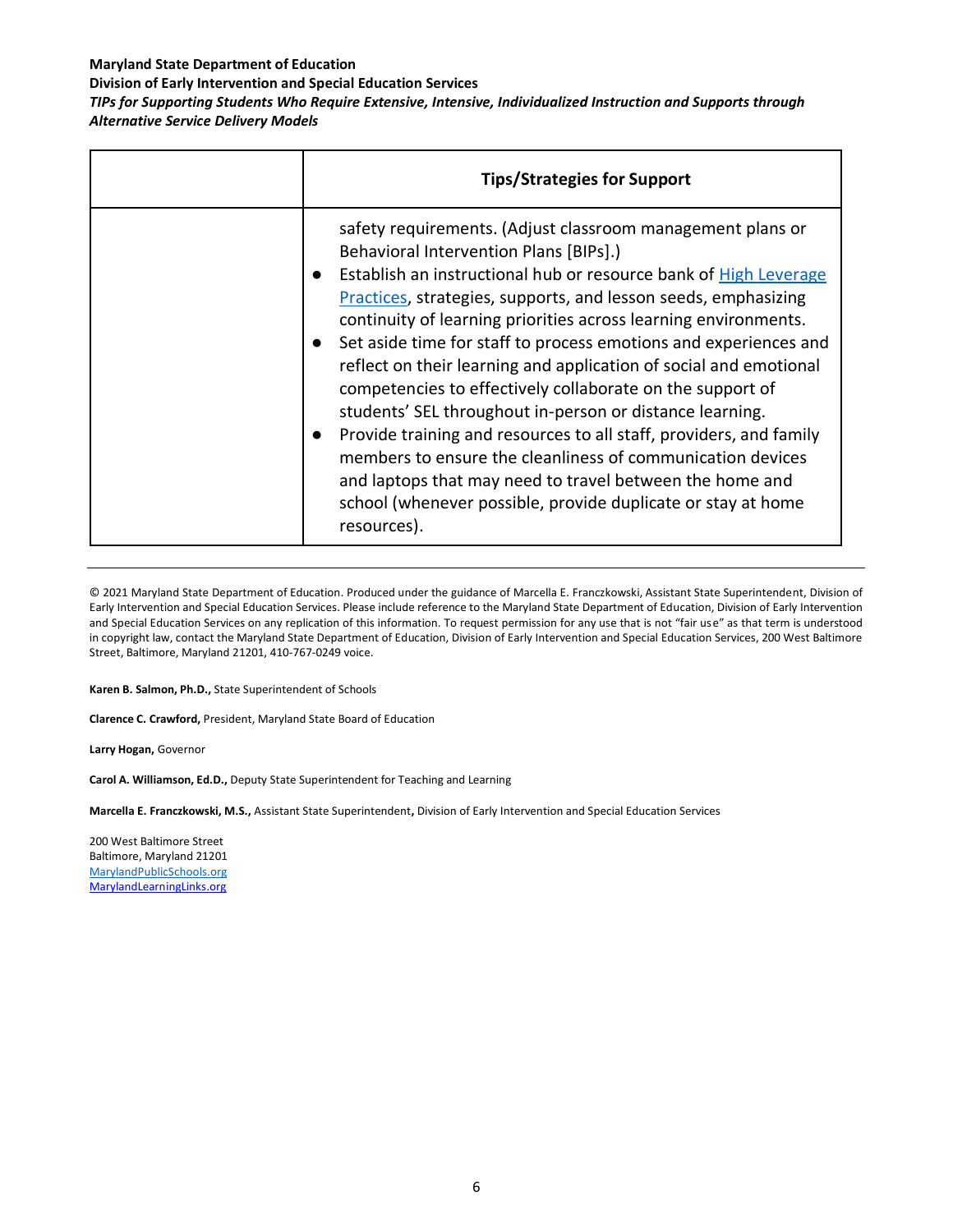| | Tips/Strategies for Support |
|---|---|
| | safety requirements. (Adjust classroom management plans or Behavioral Intervention Plans [BIPs].)<br>● Establish an instructional hub or resource bank of [High Leverage Practices](), strategies, supports, and lesson seeds, emphasizing continuity of learning priorities across learning environments.<br>● Set aside time for staff to process emotions and experiences and reflect on their learning and application of social and emotional competencies to effectively collaborate on the support of students' SEL throughout in-person or distance learning.<br>● Provide training and resources to all staff, providers, and family members to ensure the cleanliness of communication devices and laptops that may need to travel between the home and school (whenever possible, provide duplicate or stay at home resources). |

---

© 2021 Maryland State Department of Education. Produced under the guidance of Marcella E. Franczkowski, Assistant State Superintendent, Division of Early Intervention and Special Education Services. Please include reference to the Maryland State Department of Education, Division of Early Intervention and Special Education Services on any replication of this information. To request permission for any use that is not "fair use" as that term is understood in copyright law, contact the Maryland State Department of Education, Division of Early Intervention and Special Education Services, 200 West Baltimore Street, Baltimore, Maryland 21201, 410-767-0249 voice.

**Karen B. Salmon, Ph.D.,** State Superintendent of Schools

**Clarence C. Crawford,** President, Maryland State Board of Education

**Larry Hogan,** Governor

**Carol A. Williamson, Ed.D.,** Deputy State Superintendent for Teaching and Learning

**Marcella E. Franczkowski, M.S.,** Assistant State Superintendent**,** Division of Early Intervention and Special Education Services

200 West Baltimore Street
Baltimore, Maryland 21201
[MarylandPublicSchools.org]()
[MarylandLearningLinks.org]()